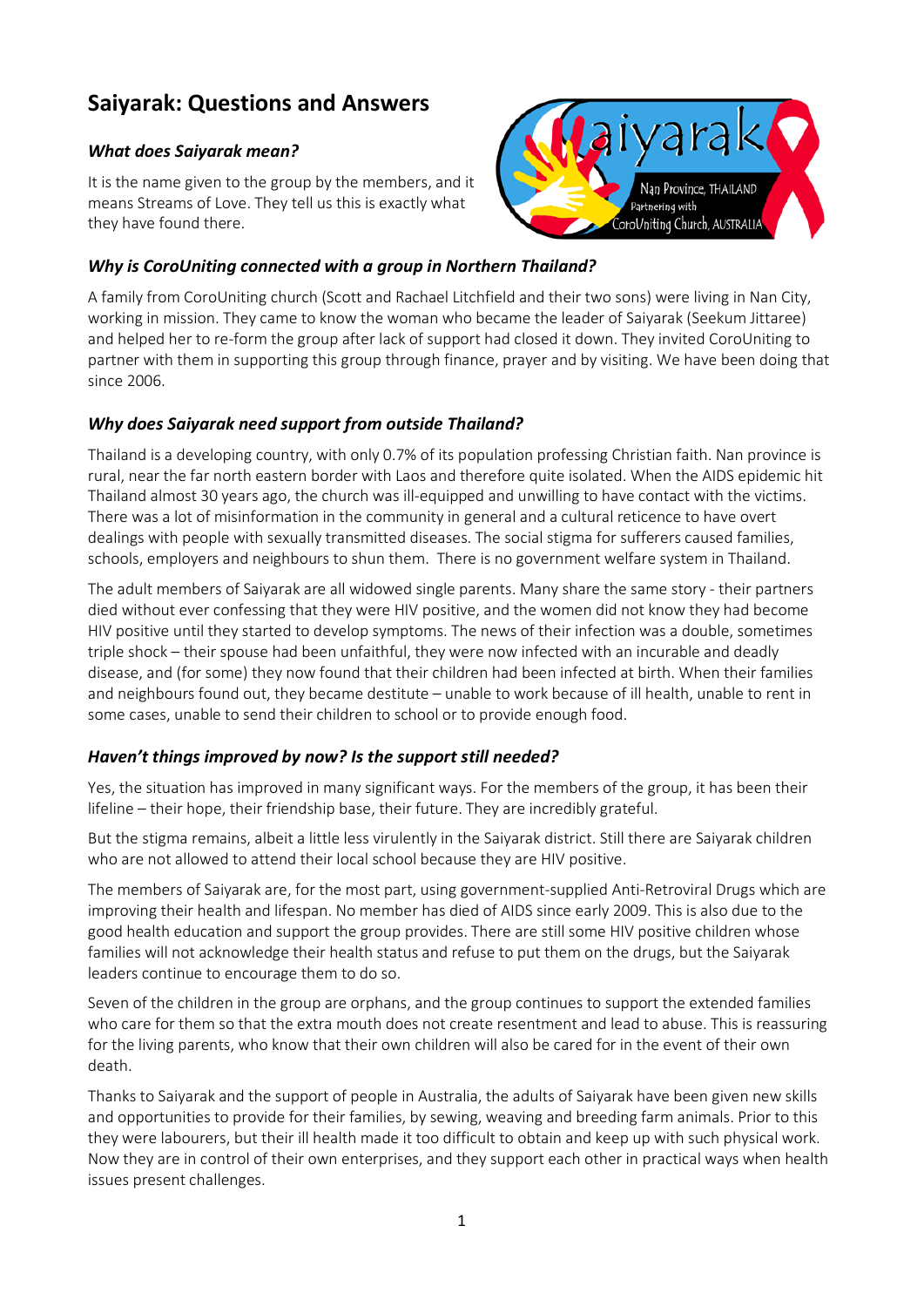# Saiyarak: Questions and Answers

### *What does Saiyarak mean?*

It is the name given to the group by the members, and it means Streams of Love. They tell us this is exactly what they have found there.

### *Why is CoroUniting connected with a group in Northern Thailand?*

A family from CoroUniting church (Scott and Rachael Litchfield and their two sons) were living in Nan City, working in mission. They came to know the woman who became the leader of Saiyarak (Seekum Jittaree) and helped her to re-form the group after lack of support had closed it down. They invited CoroUniting to partner with them in supporting this group through finance, prayer and by visiting. We have been doing that since 2006.

### *Why does Saiyarak need support from outside Thailand?*

Thailand is a developing country, with only 0.7% of its population professing Christian faith. Nan province is rural, near the far north eastern border with Laos and therefore quite isolated. When the AIDS epidemic hit Thailand almost 30 years ago, the church was ill-equipped and unwilling to have contact with the victims. There was a lot of misinformation in the community in general and a cultural reticence to have overt dealings with people with sexually transmitted diseases. The social stigma for sufferers caused families, schools, employers and neighbours to shun them. There is no government welfare system in Thailand.

The adult members of Saiyarak are all widowed single parents. Many share the same story - their partners died without ever confessing that they were HIV positive, and the women did not know they had become HIV positive until they started to develop symptoms. The news of their infection was a double, sometimes triple shock – their spouse had been unfaithful, they were now infected with an incurable and deadly disease, and (for some) they now found that their children had been infected at birth. When their families and neighbours found out, they became destitute – unable to work because of ill health, unable to rent in some cases, unable to send their children to school or to provide enough food.

### *Haven't things improved by now? Is the support still needed?*

Yes, the situation has improved in many significant ways. For the members of the group, it has been their lifeline – their hope, their friendship base, their future. They are incredibly grateful.

But the stigma remains, albeit a little less virulently in the Saiyarak district. Still there are Saiyarak children who are not allowed to attend their local school because they are HIV positive.

The members of Saiyarak are, for the most part, using government-supplied Anti-Retroviral Drugs which are improving their health and lifespan. No member has died of AIDS since early 2009. This is also due to the good health education and support the group provides. There are still some HIV positive children whose families will not acknowledge their health status and refuse to put them on the drugs, but the Saiyarak leaders continue to encourage them to do so.

Seven of the children in the group are orphans, and the group continues to support the extended families who care for them so that the extra mouth does not create resentment and lead to abuse. This is reassuring for the living parents, who know that their own children will also be cared for in the event of their own death.

Thanks to Saiyarak and the support of people in Australia, the adults of Saiyarak have been given new skills and opportunities to provide for their families, by sewing, weaving and breeding farm animals. Prior to this they were labourers, but their ill health made it too difficult to obtain and keep up with such physical work. Now they are in control of their own enterprises, and they support each other in practical ways when health issues present challenges.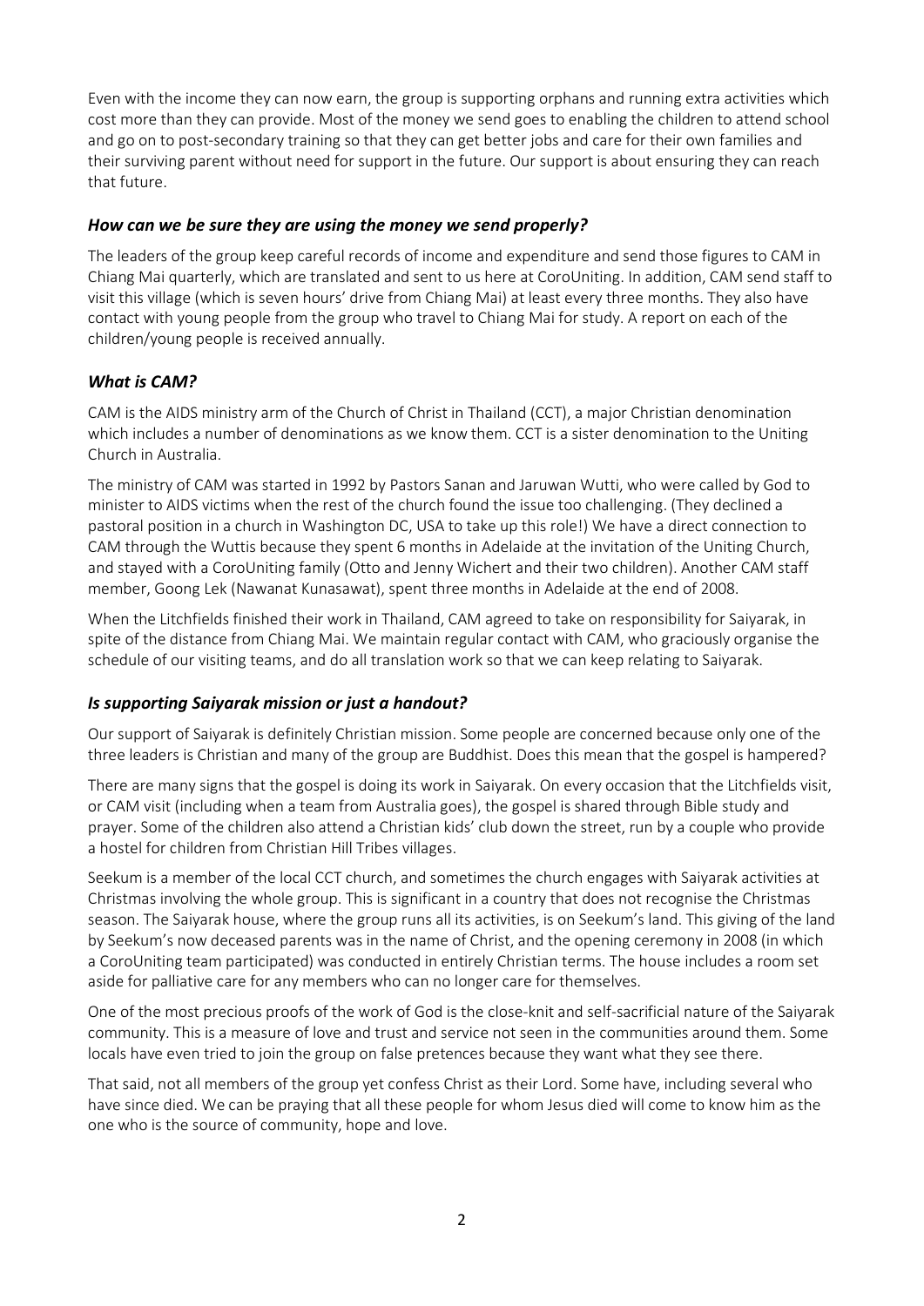Even with the income they can now earn, the group is supporting orphans and running extra activities which cost more than they can provide. Most of the money we send goes to enabling the children to attend school and go on to post-secondary training so that they can get better jobs and care for their own families and their surviving parent without need for support in the future. Our support is about ensuring they can reach that future.

### *How can we be sure they are using the money we send properly?*

The leaders of the group keep careful records of income and expenditure and send those figures to CAM in Chiang Mai quarterly, which are translated and sent to us here at CoroUniting. In addition, CAM send staff to visit this village (which is seven hours' drive from Chiang Mai) at least every three months. They also have contact with young people from the group who travel to Chiang Mai for study. A report on each of the children/young people is received annually.

### *What is CAM?*

CAM is the AIDS ministry arm of the Church of Christ in Thailand (CCT), a major Christian denomination which includes a number of denominations as we know them. CCT is a sister denomination to the Uniting Church in Australia.

The ministry of CAM was started in 1992 by Pastors Sanan and Jaruwan Wutti, who were called by God to minister to AIDS victims when the rest of the church found the issue too challenging. (They declined a pastoral position in a church in Washington DC, USA to take up this role!) We have a direct connection to CAM through the Wuttis because they spent 6 months in Adelaide at the invitation of the Uniting Church, and stayed with a CoroUniting family (Otto and Jenny Wichert and their two children). Another CAM staff member, Goong Lek (Nawanat Kunasawat), spent three months in Adelaide at the end of 2008.

When the Litchfields finished their work in Thailand, CAM agreed to take on responsibility for Saiyarak, in spite of the distance from Chiang Mai. We maintain regular contact with CAM, who graciously organise the schedule of our visiting teams, and do all translation work so that we can keep relating to Saiyarak.

### *Is supporting Saiyarak mission or just a handout?*

Our support of Saiyarak is definitely Christian mission. Some people are concerned because only one of the three leaders is Christian and many of the group are Buddhist. Does this mean that the gospel is hampered?

There are many signs that the gospel is doing its work in Saiyarak. On every occasion that the Litchfields visit, or CAM visit (including when a team from Australia goes), the gospel is shared through Bible study and prayer. Some of the children also attend a Christian kids' club down the street, run by a couple who provide a hostel for children from Christian Hill Tribes villages.

Seekum is a member of the local CCT church, and sometimes the church engages with Saiyarak activities at Christmas involving the whole group. This is significant in a country that does not recognise the Christmas season. The Saiyarak house, where the group runs all its activities, is on Seekum's land. This giving of the land by Seekum's now deceased parents was in the name of Christ, and the opening ceremony in 2008 (in which a CoroUniting team participated) was conducted in entirely Christian terms. The house includes a room set aside for palliative care for any members who can no longer care for themselves.

One of the most precious proofs of the work of God is the close-knit and self-sacrificial nature of the Saiyarak community. This is a measure of love and trust and service not seen in the communities around them. Some locals have even tried to join the group on false pretences because they want what they see there.

That said, not all members of the group yet confess Christ as their Lord. Some have, including several who have since died. We can be praying that all these people for whom Jesus died will come to know him as the one who is the source of community, hope and love.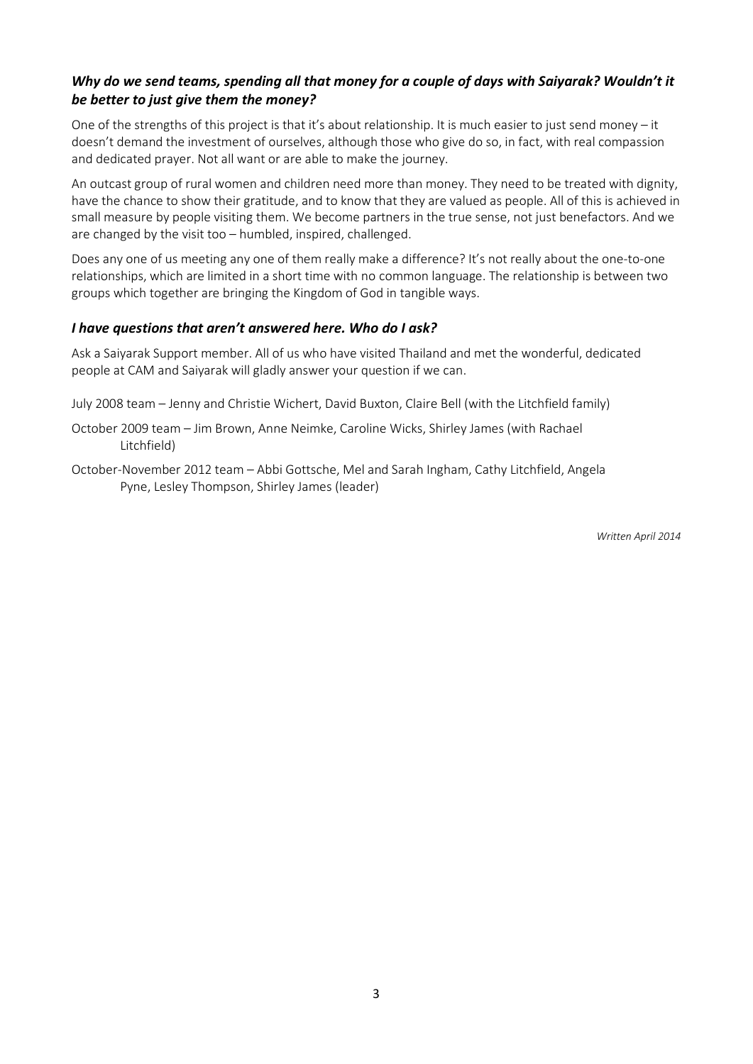### *Why do we send teams, spending all that money for a couple of days with Saiyarak? Wouldn't it be better to just give them the money?*

One of the strengths of this project is that it's about relationship. It is much easier to just send money – it doesn't demand the investment of ourselves, although those who give do so, in fact, with real compassion and dedicated prayer. Not all want or are able to make the journey.

An outcast group of rural women and children need more than money. They need to be treated with dignity, have the chance to show their gratitude, and to know that they are valued as people. All of this is achieved in small measure by people visiting them. We become partners in the true sense, not just benefactors. And we are changed by the visit too – humbled, inspired, challenged.

Does any one of us meeting any one of them really make a difference? It's not really about the one-to-one relationships, which are limited in a short time with no common language. The relationship is between two groups which together are bringing the Kingdom of God in tangible ways.

### *I have questions that aren't answered here. Who do I ask?*

Ask a Saiyarak Support member. All of us who have visited Thailand and met the wonderful, dedicated people at CAM and Saiyarak will gladly answer your question if we can.

July 2008 team – Jenny and Christie Wichert, David Buxton, Claire Bell (with the Litchfield family)

October 2009 team – Jim Brown, Anne Neimke, Caroline Wicks, Shirley James (with Rachael Litchfield)

October-November 2012 team – Abbi Gottsche, Mel and Sarah Ingham, Cathy Litchfield, Angela Pyne, Lesley Thompson, Shirley James (leader)

*Written April 2014*